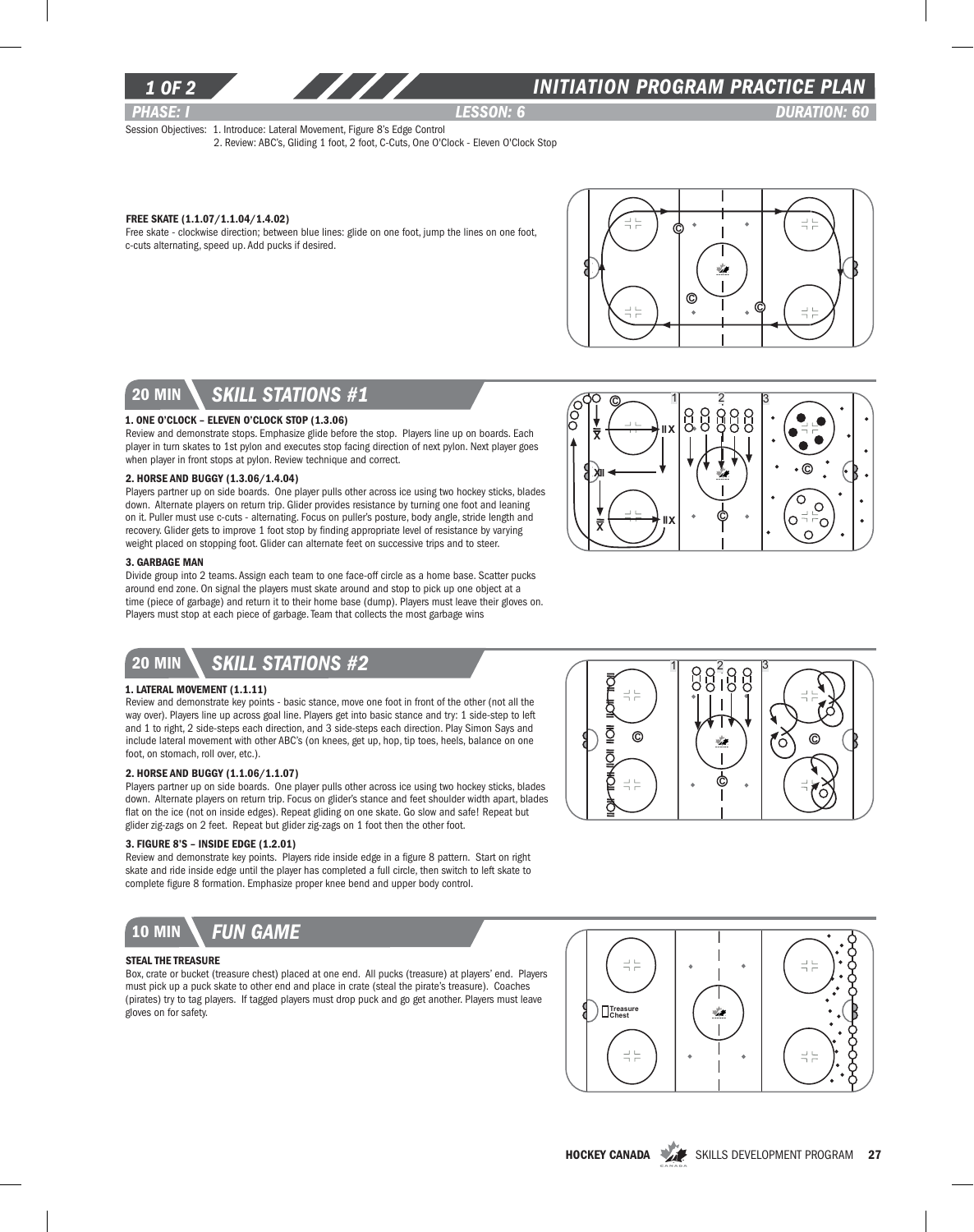# INITIATION PROGRAM PRACTICE PLAN

*PHASE: I* *LESSON: 6* *DURATION: 60*

Session Objectives: 1. Introduce: Lateral Movement, Figure 8's Edge Control
2. Review: ABC's, Gliding 1 foot, 2 foot, C-Cuts, One O'Clock - Eleven O'Clock Stop

**FREE SKATE (1.1.07/1.1.04/1.4.02)**

Free skate - clockwise direction; between blue lines: glide on one foot, jump the lines on one foot, c-cuts alternating, speed up. Add pucks if desired.

## 20 MIN *SKILL STATIONS #1*

**1. ONE O'CLOCK – ELEVEN O'CLOCK STOP (1.3.06)**

Review and demonstrate stops. Emphasize glide before the stop. Players line up on boards. Each player in turn skates to 1st pylon and executes stop facing direction of next pylon. Next player goes when player in front stops at pylon. Review technique and correct.

**2. HORSE AND BUGGY (1.3.06/1.4.04)**

Players partner up on side boards. One player pulls other across ice using two hockey sticks, blades down. Alternate players on return trip. Glider provides resistance by turning one foot and leaning on it. Puller must use c-cuts - alternating. Focus on puller's posture, body angle, stride length and recovery. Glider gets to improve 1 foot stop by finding appropriate level of resistance by varying weight placed on stopping foot. Glider can alternate feet on successive trips and to steer.

**3. GARBAGE MAN**

Divide group into 2 teams. Assign each team to one face-off circle as a home base. Scatter pucks around end zone. On signal the players must skate around and stop to pick up one object at a time (piece of garbage) and return it to their home base (dump). Players must leave their gloves on. Players must stop at each piece of garbage. Team that collects the most garbage wins

## 20 MIN *SKILL STATIONS #2*

**1. LATERAL MOVEMENT (1.1.11)**

Review and demonstrate key points - basic stance, move one foot in front of the other (not all the way over). Players line up across goal line. Players get into basic stance and try: 1 side-step to left and 1 to right, 2 side-steps each direction, and 3 side-steps each direction. Play Simon Says and include lateral movement with other ABC's (on knees, get up, hop, tip toes, heels, balance on one foot, on stomach, roll over, etc.).

**2. HORSE AND BUGGY (1.1.06/1.1.07)**

Players partner up on side boards. One player pulls other across ice using two hockey sticks, blades down. Alternate players on return trip. Focus on glider's stance and feet shoulder width apart, blades flat on the ice (not on inside edges). Repeat gliding on one skate. Go slow and safe! Repeat but glider zig-zags on 2 feet. Repeat but glider zig-zags on 1 foot then the other foot.

**3. FIGURE 8'S – INSIDE EDGE (1.2.01)**

Review and demonstrate key points. Players ride inside edge in a figure 8 pattern. Start on right skate and ride inside edge until the player has completed a full circle, then switch to left skate to complete figure 8 formation. Emphasize proper knee bend and upper body control.

## 10 MIN *FUN GAME*

**STEAL THE TREASURE**

Box, crate or bucket (treasure chest) placed at one end. All pucks (treasure) at players' end. Players must pick up a puck skate to other end and place in crate (steal the pirate's treasure). Coaches (pirates) try to tag players. If tagged players must drop puck and go get another. Players must leave gloves on for safety.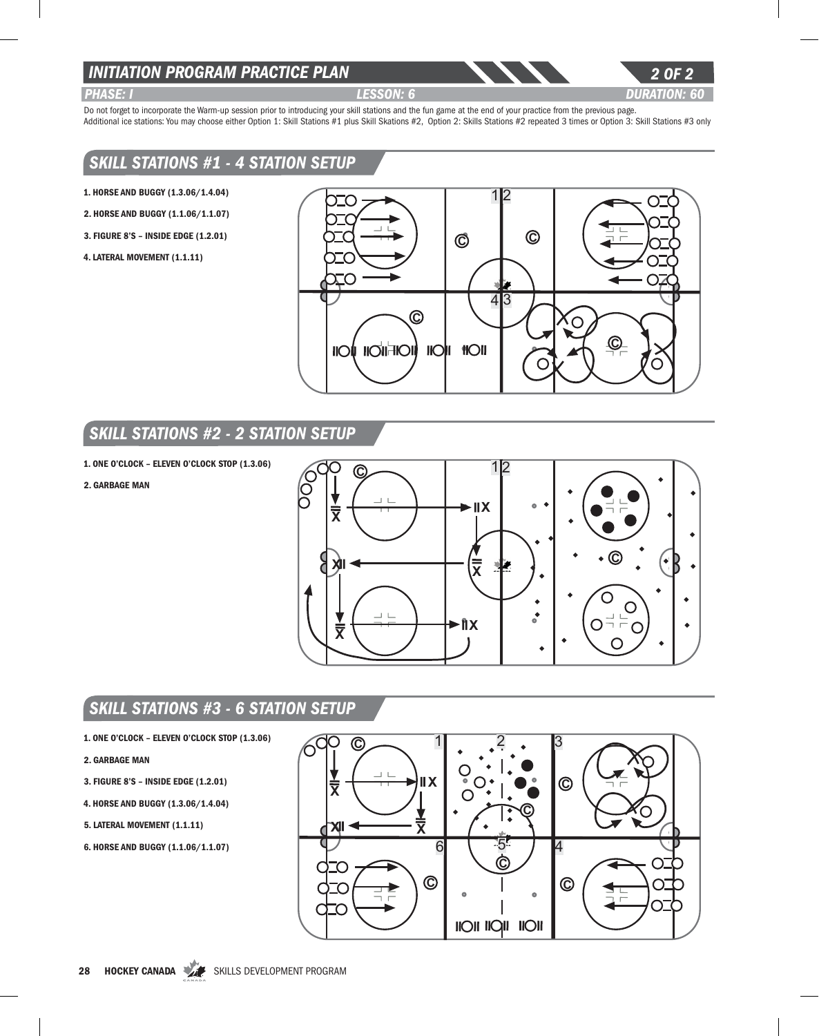## INITIATION PROGRAM PRACTICE PLAN

*PHASE: I* | *LESSON: 6* | *DURATION: 60*

Do not forget to incorporate the Warm-up session prior to introducing your skill stations and the fun game at the end of your practice from the previous page.
Additional ice stations: You may choose either Option 1: Skill Stations #1 plus Skill Skations #2, Option 2: Skills Stations #2 repeated 3 times or Option 3: Skill Stations #3 only

## SKILL STATIONS #1 - 4 STATION SETUP

1. HORSE AND BUGGY (1.3.06/1.4.04)
2. HORSE AND BUGGY (1.1.06/1.1.07)
3. FIGURE 8'S – INSIDE EDGE (1.2.01)
4. LATERAL MOVEMENT (1.1.11)

1 2
4 3

## SKILL STATIONS #2 - 2 STATION SETUP

1. ONE O'CLOCK – ELEVEN O'CLOCK STOP (1.3.06)
2. GARBAGE MAN

1 2

## SKILL STATIONS #3 - 6 STATION SETUP

1. ONE O'CLOCK – ELEVEN O'CLOCK STOP (1.3.06)
2. GARBAGE MAN
3. FIGURE 8'S – INSIDE EDGE (1.2.01)
4. HORSE AND BUGGY (1.3.06/1.4.04)
5. LATERAL MOVEMENT (1.1.11)
6. HORSE AND BUGGY (1.1.06/1.1.07)

1 2 3
6 5 4